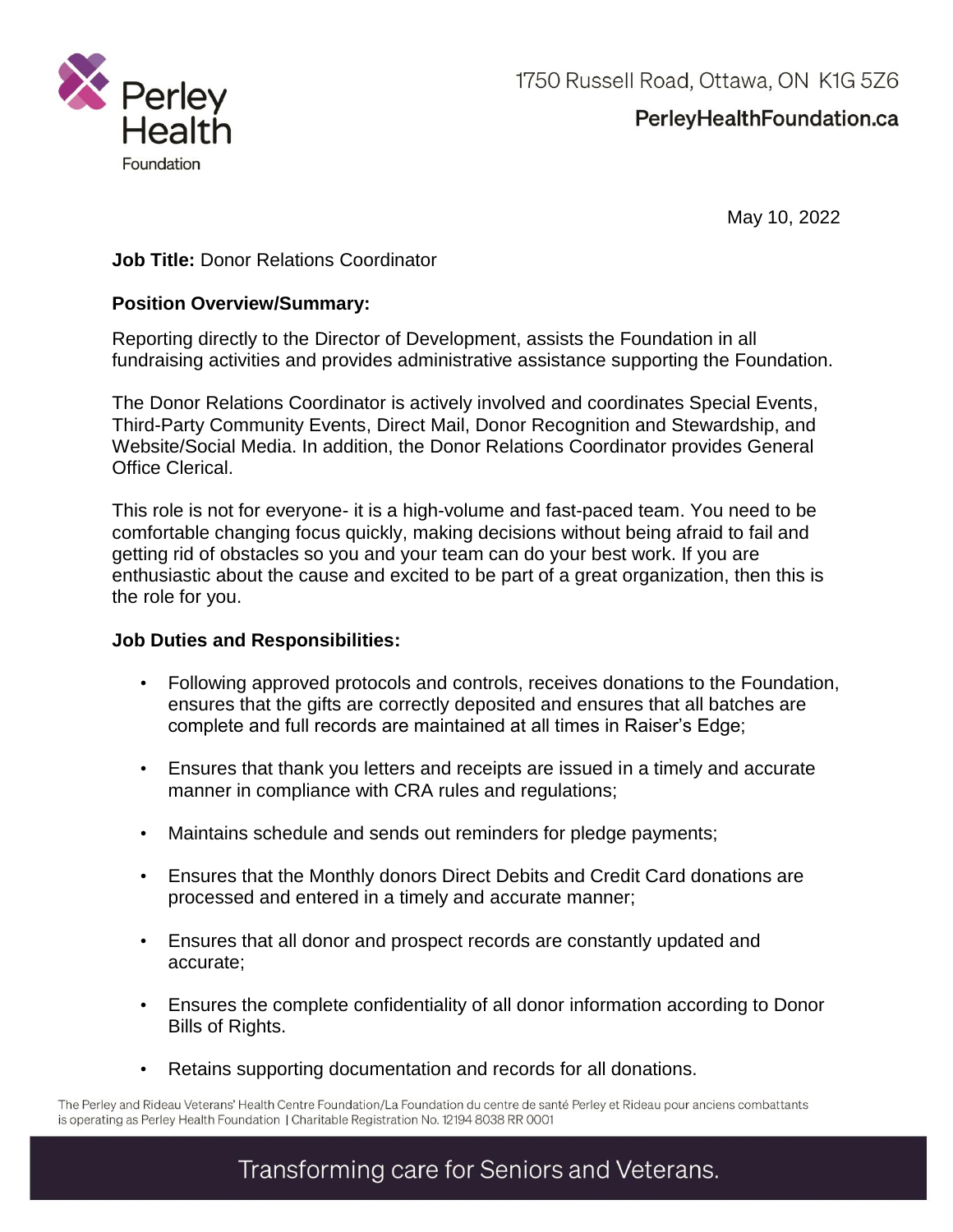Perley Health Foundation

1750 Russell Road, Ottawa, ON K1G 5Z6

PerleyHealthFoundation.ca

May 10, 2022

**Job Title:** Donor Relations Coordinator

**Position Overview/Summary:**

Reporting directly to the Director of Development, assists the Foundation in all fundraising activities and provides administrative assistance supporting the Foundation.

The Donor Relations Coordinator is actively involved and coordinates Special Events, Third-Party Community Events, Direct Mail, Donor Recognition and Stewardship, and Website/Social Media. In addition, the Donor Relations Coordinator provides General Office Clerical.

This role is not for everyone- it is a high-volume and fast-paced team. You need to be comfortable changing focus quickly, making decisions without being afraid to fail and getting rid of obstacles so you and your team can do your best work. If you are enthusiastic about the cause and excited to be part of a great organization, then this is the role for you.

**Job Duties and Responsibilities:**

- Following approved protocols and controls, receives donations to the Foundation, ensures that the gifts are correctly deposited and ensures that all batches are complete and full records are maintained at all times in Raiser's Edge;
- Ensures that thank you letters and receipts are issued in a timely and accurate manner in compliance with CRA rules and regulations;
- Maintains schedule and sends out reminders for pledge payments;
- Ensures that the Monthly donors Direct Debits and Credit Card donations are processed and entered in a timely and accurate manner;
- Ensures that all donor and prospect records are constantly updated and accurate;
- Ensures the complete confidentiality of all donor information according to Donor Bills of Rights.
- Retains supporting documentation and records for all donations.

The Perley and Rideau Veterans' Health Centre Foundation/La Foundation du centre de santé Perley et Rideau pour anciens combattants is operating as Perley Health Foundation | Charitable Registration No. 12194 8038 RR 0001

Transforming care for Seniors and Veterans.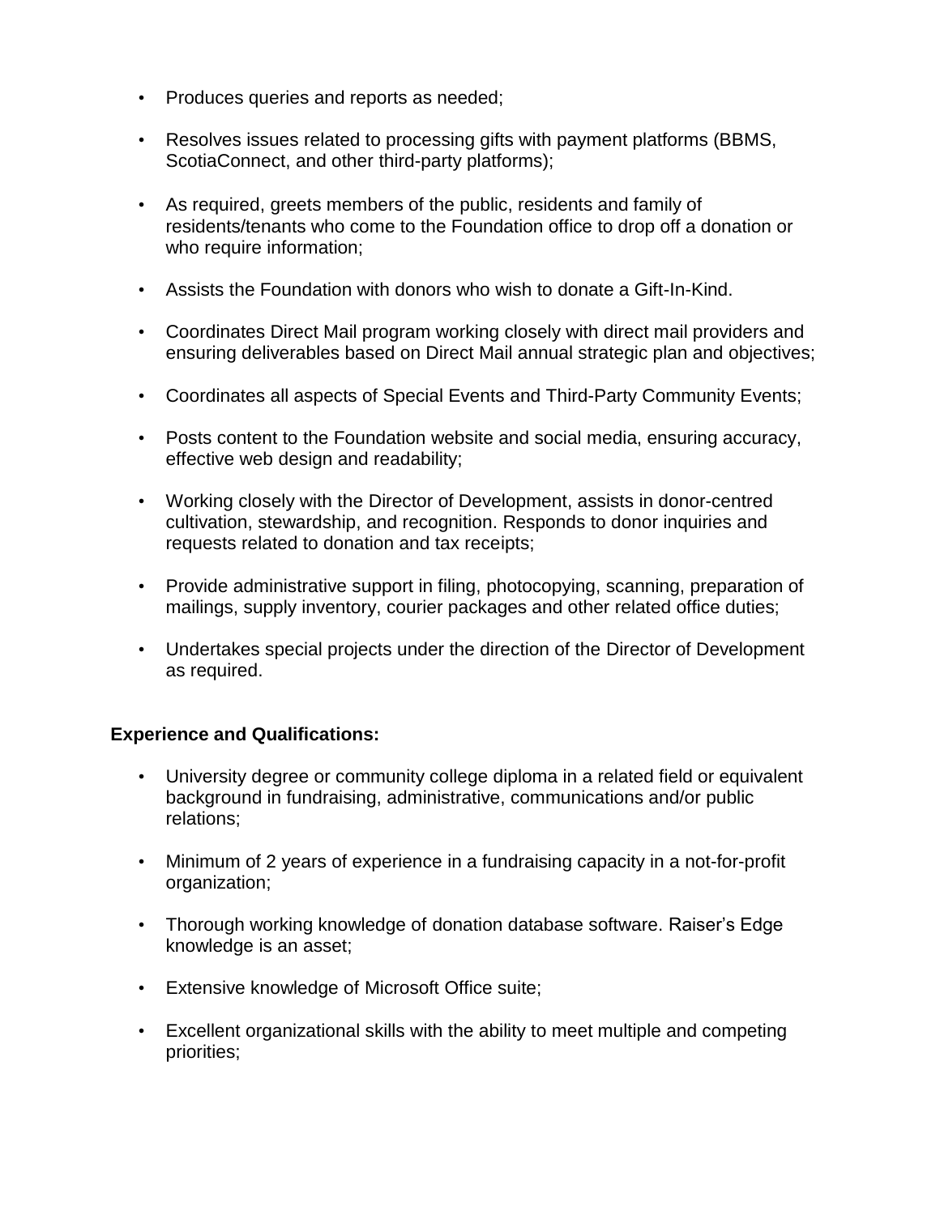- Produces queries and reports as needed;
- Resolves issues related to processing gifts with payment platforms (BBMS, ScotiaConnect, and other third-party platforms);
- As required, greets members of the public, residents and family of residents/tenants who come to the Foundation office to drop off a donation or who require information;
- Assists the Foundation with donors who wish to donate a Gift-In-Kind.
- Coordinates Direct Mail program working closely with direct mail providers and ensuring deliverables based on Direct Mail annual strategic plan and objectives;
- Coordinates all aspects of Special Events and Third-Party Community Events;
- Posts content to the Foundation website and social media, ensuring accuracy, effective web design and readability;
- Working closely with the Director of Development, assists in donor-centred cultivation, stewardship, and recognition. Responds to donor inquiries and requests related to donation and tax receipts;
- Provide administrative support in filing, photocopying, scanning, preparation of mailings, supply inventory, courier packages and other related office duties;
- Undertakes special projects under the direction of the Director of Development as required.

**Experience and Qualifications:**

- University degree or community college diploma in a related field or equivalent background in fundraising, administrative, communications and/or public relations;
- Minimum of 2 years of experience in a fundraising capacity in a not-for-profit organization;
- Thorough working knowledge of donation database software. Raiser's Edge knowledge is an asset;
- Extensive knowledge of Microsoft Office suite;
- Excellent organizational skills with the ability to meet multiple and competing priorities;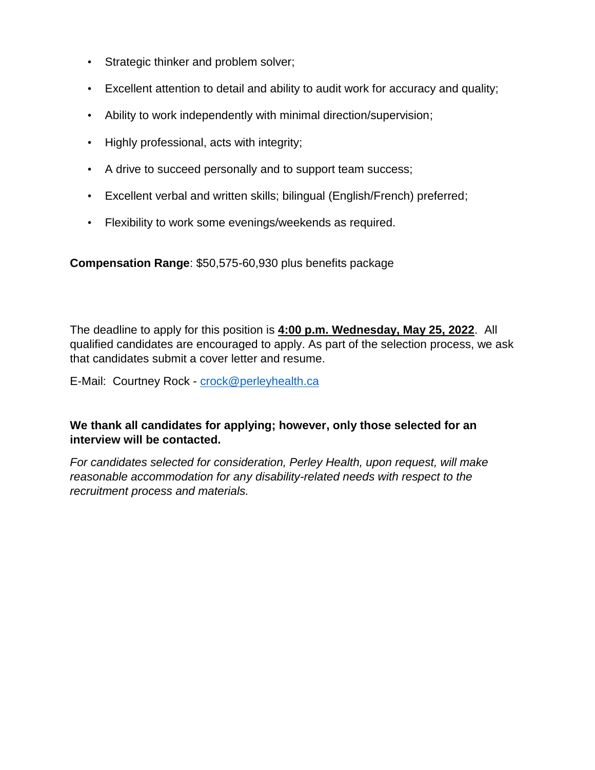- Strategic thinker and problem solver;
- Excellent attention to detail and ability to audit work for accuracy and quality;
- Ability to work independently with minimal direction/supervision;
- Highly professional, acts with integrity;
- A drive to succeed personally and to support team success;
- Excellent verbal and written skills; bilingual (English/French) preferred;
- Flexibility to work some evenings/weekends as required.

**Compensation Range**: $50,575-60,930 plus benefits package

The deadline to apply for this position is **4:00 p.m. Wednesday, May 25, 2022**. All qualified candidates are encouraged to apply. As part of the selection process, we ask that candidates submit a cover letter and resume.

E-Mail: Courtney Rock - crock@perleyhealth.ca

**We thank all candidates for applying; however, only those selected for an interview will be contacted.**

*For candidates selected for consideration, Perley Health, upon request, will make reasonable accommodation for any disability-related needs with respect to the recruitment process and materials.*